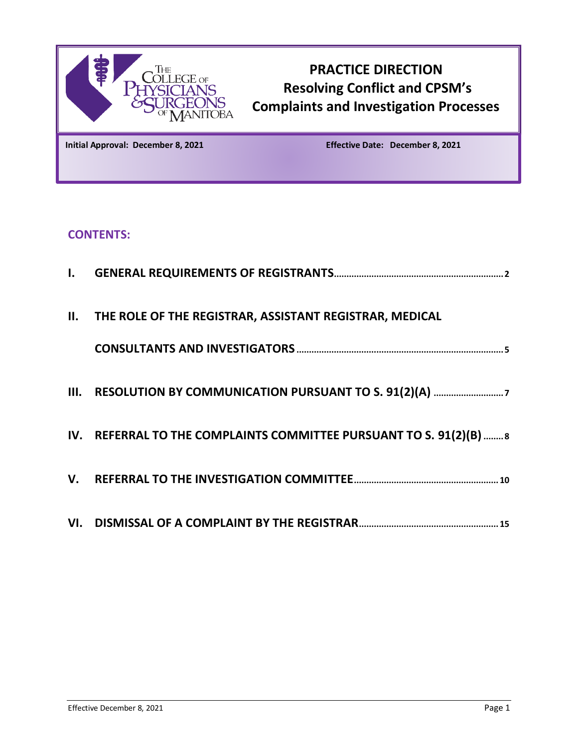# PRACTICE DIRECTION
## Resolving Conflict and CPSM's Complaints and Investigation Processes

**Initial Approval: December 8, 2021** **Effective Date: December 8, 2021**

## CONTENTS:

I. GENERAL REQUIREMENTS OF REGISTRANTS ........ 2

II. THE ROLE OF THE REGISTRAR, ASSISTANT REGISTRAR, MEDICAL CONSULTANTS AND INVESTIGATORS ........ 5

III. RESOLUTION BY COMMUNICATION PURSUANT TO S. 91(2)(A) ........ 7

IV. REFERRAL TO THE COMPLAINTS COMMITTEE PURSUANT TO S. 91(2)(B) ........ 8

V. REFERRAL TO THE INVESTIGATION COMMITTEE ........ 10

VI. DISMISSAL OF A COMPLAINT BY THE REGISTRAR ........ 15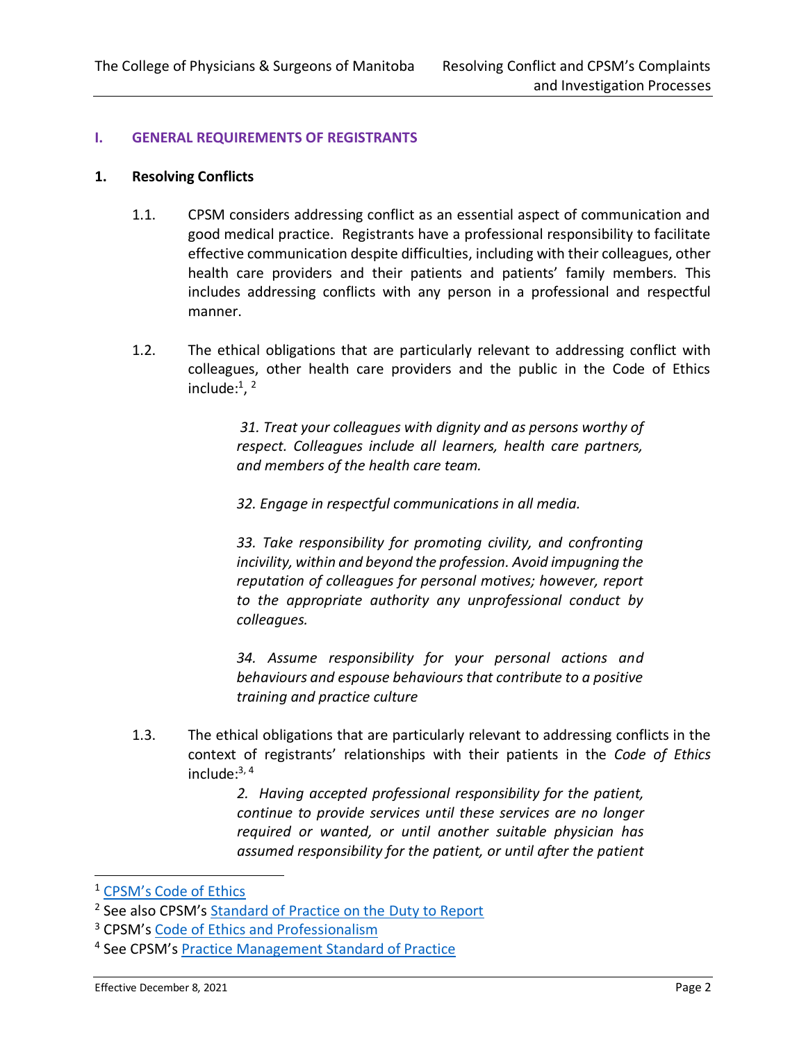## I. GENERAL REQUIREMENTS OF REGISTRANTS

### 1. Resolving Conflicts

1.1. CPSM considers addressing conflict as an essential aspect of communication and good medical practice. Registrants have a professional responsibility to facilitate effective communication despite difficulties, including with their colleagues, other health care providers and their patients and patients' family members. This includes addressing conflicts with any person in a professional and respectful manner.

1.2. The ethical obligations that are particularly relevant to addressing conflict with colleagues, other health care providers and the public in the Code of Ethics include:[1], [2]

> *31. Treat your colleagues with dignity and as persons worthy of respect. Colleagues include all learners, health care partners, and members of the health care team.*
>
> *32. Engage in respectful communications in all media.*
>
> *33. Take responsibility for promoting civility, and confronting incivility, within and beyond the profession. Avoid impugning the reputation of colleagues for personal motives; however, report to the appropriate authority any unprofessional conduct by colleagues.*
>
> *34. Assume responsibility for your personal actions and behaviours and espouse behaviours that contribute to a positive training and practice culture*

1.3. The ethical obligations that are particularly relevant to addressing conflicts in the context of registrants' relationships with their patients in the *Code of Ethics* include:[3, 4]

> *2. Having accepted professional responsibility for the patient, continue to provide services until these services are no longer required or wanted, or until another suitable physician has assumed responsibility for the patient, or until after the patient*

---

[1] CPSM's Code of Ethics

[2] See also CPSM's Standard of Practice on the Duty to Report

[3] CPSM's Code of Ethics and Professionalism

[4] See CPSM's Practice Management Standard of Practice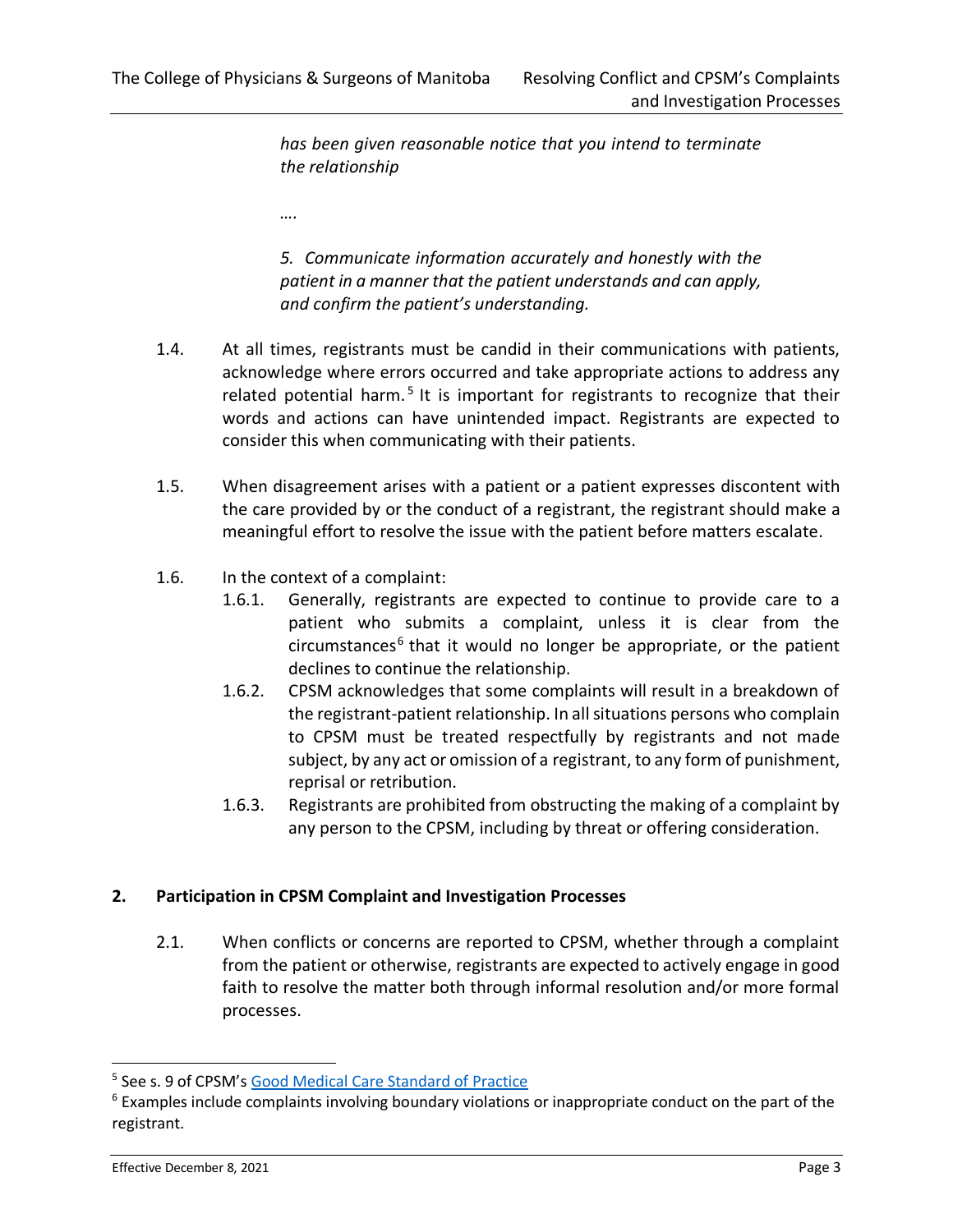*has been given reasonable notice that you intend to terminate the relationship*

*….*

*5. Communicate information accurately and honestly with the patient in a manner that the patient understands and can apply, and confirm the patient's understanding.*

1.4. At all times, registrants must be candid in their communications with patients, acknowledge where errors occurred and take appropriate actions to address any related potential harm.[5] It is important for registrants to recognize that their words and actions can have unintended impact. Registrants are expected to consider this when communicating with their patients.

1.5. When disagreement arises with a patient or a patient expresses discontent with the care provided by or the conduct of a registrant, the registrant should make a meaningful effort to resolve the issue with the patient before matters escalate.

1.6. In the context of a complaint:

1.6.1. Generally, registrants are expected to continue to provide care to a patient who submits a complaint, unless it is clear from the circumstances[6] that it would no longer be appropriate, or the patient declines to continue the relationship.

1.6.2. CPSM acknowledges that some complaints will result in a breakdown of the registrant-patient relationship. In all situations persons who complain to CPSM must be treated respectfully by registrants and not made subject, by any act or omission of a registrant, to any form of punishment, reprisal or retribution.

1.6.3. Registrants are prohibited from obstructing the making of a complaint by any person to the CPSM, including by threat or offering consideration.

## 2. Participation in CPSM Complaint and Investigation Processes

2.1. When conflicts or concerns are reported to CPSM, whether through a complaint from the patient or otherwise, registrants are expected to actively engage in good faith to resolve the matter both through informal resolution and/or more formal processes.

---

[5] See s. 9 of CPSM's Good Medical Care Standard of Practice

[6] Examples include complaints involving boundary violations or inappropriate conduct on the part of the registrant.

Effective December 8, 2021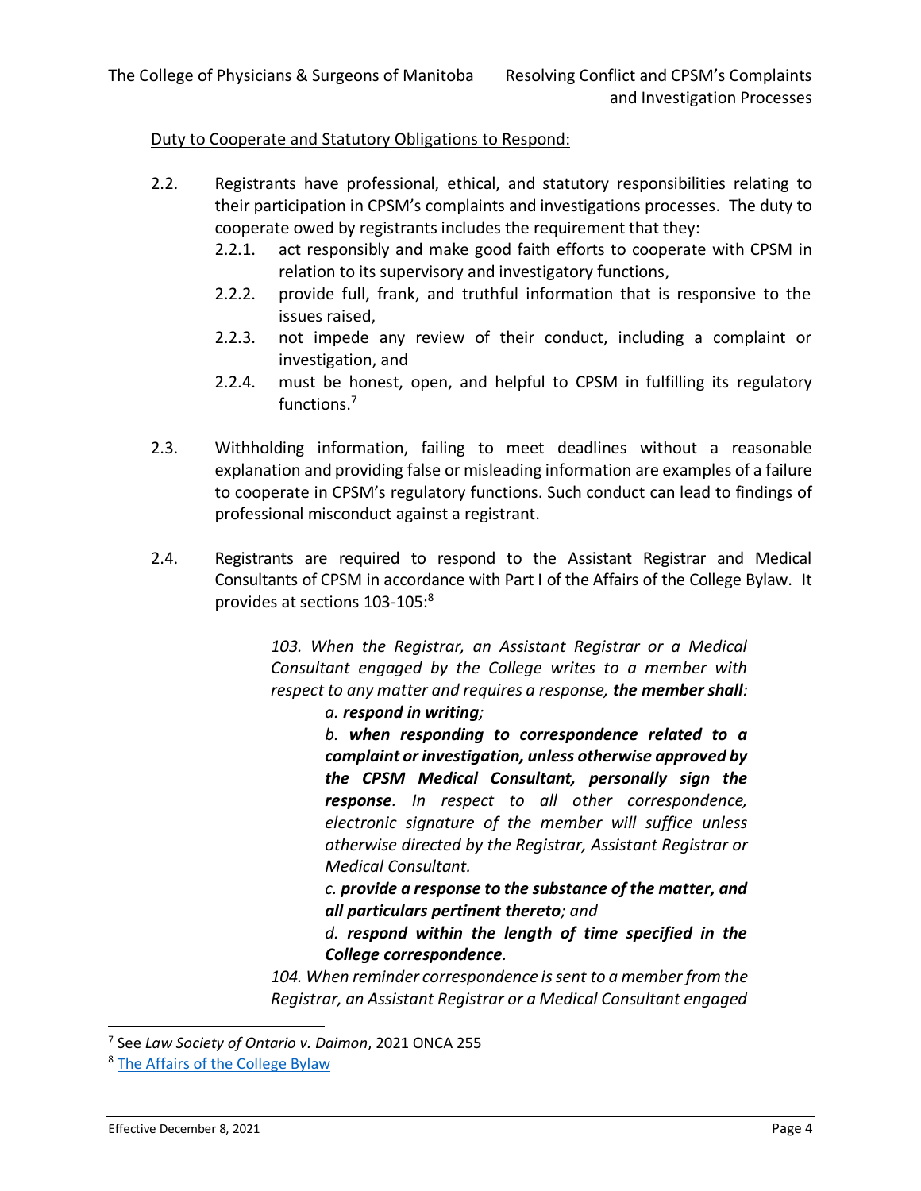<u>Duty to Cooperate and Statutory Obligations to Respond:</u>

2.2. Registrants have professional, ethical, and statutory responsibilities relating to their participation in CPSM's complaints and investigations processes. The duty to cooperate owed by registrants includes the requirement that they:

- 2.2.1. act responsibly and make good faith efforts to cooperate with CPSM in relation to its supervisory and investigatory functions,
- 2.2.2. provide full, frank, and truthful information that is responsive to the issues raised,
- 2.2.3. not impede any review of their conduct, including a complaint or investigation, and
- 2.2.4. must be honest, open, and helpful to CPSM in fulfilling its regulatory functions.[7]

2.3. Withholding information, failing to meet deadlines without a reasonable explanation and providing false or misleading information are examples of a failure to cooperate in CPSM's regulatory functions. Such conduct can lead to findings of professional misconduct against a registrant.

2.4. Registrants are required to respond to the Assistant Registrar and Medical Consultants of CPSM in accordance with Part I of the Affairs of the College Bylaw. It provides at sections 103-105:[8]

> *103. When the Registrar, an Assistant Registrar or a Medical Consultant engaged by the College writes to a member with respect to any matter and requires a response, **the member shall**:*
>
> > *a. **respond in writing**;*
> >
> > *b. **when responding to correspondence related to a complaint or investigation, unless otherwise approved by the CPSM Medical Consultant, personally sign the response**. In respect to all other correspondence, electronic signature of the member will suffice unless otherwise directed by the Registrar, Assistant Registrar or Medical Consultant.*
> >
> > *c. **provide a response to the substance of the matter, and all particulars pertinent thereto**; and*
> >
> > *d. **respond within the length of time specified in the College correspondence**.*
>
> *104. When reminder correspondence is sent to a member from the Registrar, an Assistant Registrar or a Medical Consultant engaged*

---

[7] See *Law Society of Ontario v. Daimon*, 2021 ONCA 255

[8] The Affairs of the College Bylaw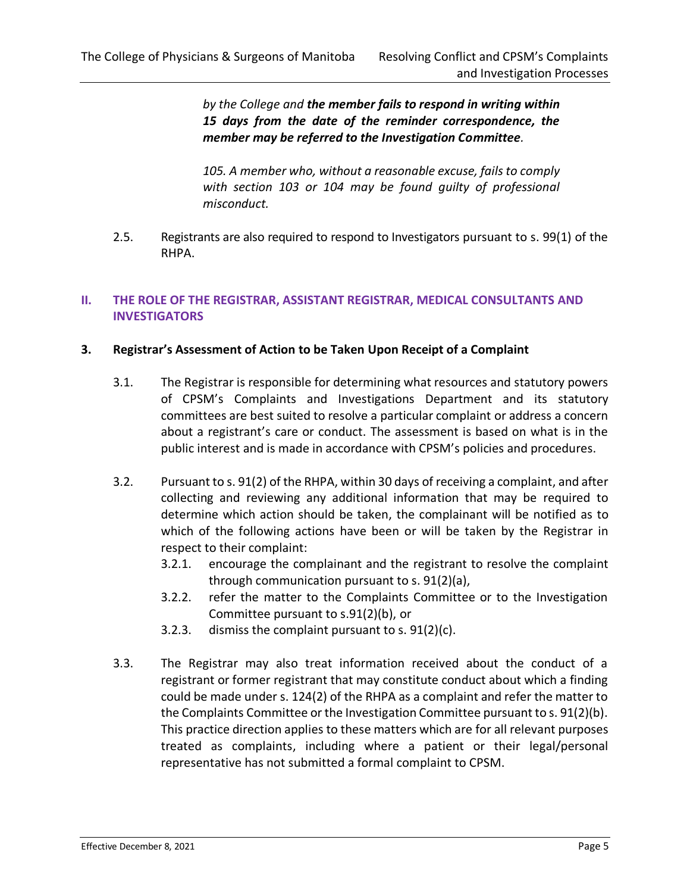*by the College and **the member fails to respond in writing within 15 days from the date of the reminder correspondence, the member may be referred to the Investigation Committee**.*

*105. A member who, without a reasonable excuse, fails to comply with section 103 or 104 may be found guilty of professional misconduct.*

2.5. Registrants are also required to respond to Investigators pursuant to s. 99(1) of the RHPA.

## II. THE ROLE OF THE REGISTRAR, ASSISTANT REGISTRAR, MEDICAL CONSULTANTS AND INVESTIGATORS

### 3. Registrar's Assessment of Action to be Taken Upon Receipt of a Complaint

3.1. The Registrar is responsible for determining what resources and statutory powers of CPSM's Complaints and Investigations Department and its statutory committees are best suited to resolve a particular complaint or address a concern about a registrant's care or conduct. The assessment is based on what is in the public interest and is made in accordance with CPSM's policies and procedures.

3.2. Pursuant to s. 91(2) of the RHPA, within 30 days of receiving a complaint, and after collecting and reviewing any additional information that may be required to determine which action should be taken, the complainant will be notified as to which of the following actions have been or will be taken by the Registrar in respect to their complaint:

- 3.2.1. encourage the complainant and the registrant to resolve the complaint through communication pursuant to s. 91(2)(a),
- 3.2.2. refer the matter to the Complaints Committee or to the Investigation Committee pursuant to s.91(2)(b), or
- 3.2.3. dismiss the complaint pursuant to s. 91(2)(c).

3.3. The Registrar may also treat information received about the conduct of a registrant or former registrant that may constitute conduct about which a finding could be made under s. 124(2) of the RHPA as a complaint and refer the matter to the Complaints Committee or the Investigation Committee pursuant to s. 91(2)(b). This practice direction applies to these matters which are for all relevant purposes treated as complaints, including where a patient or their legal/personal representative has not submitted a formal complaint to CPSM.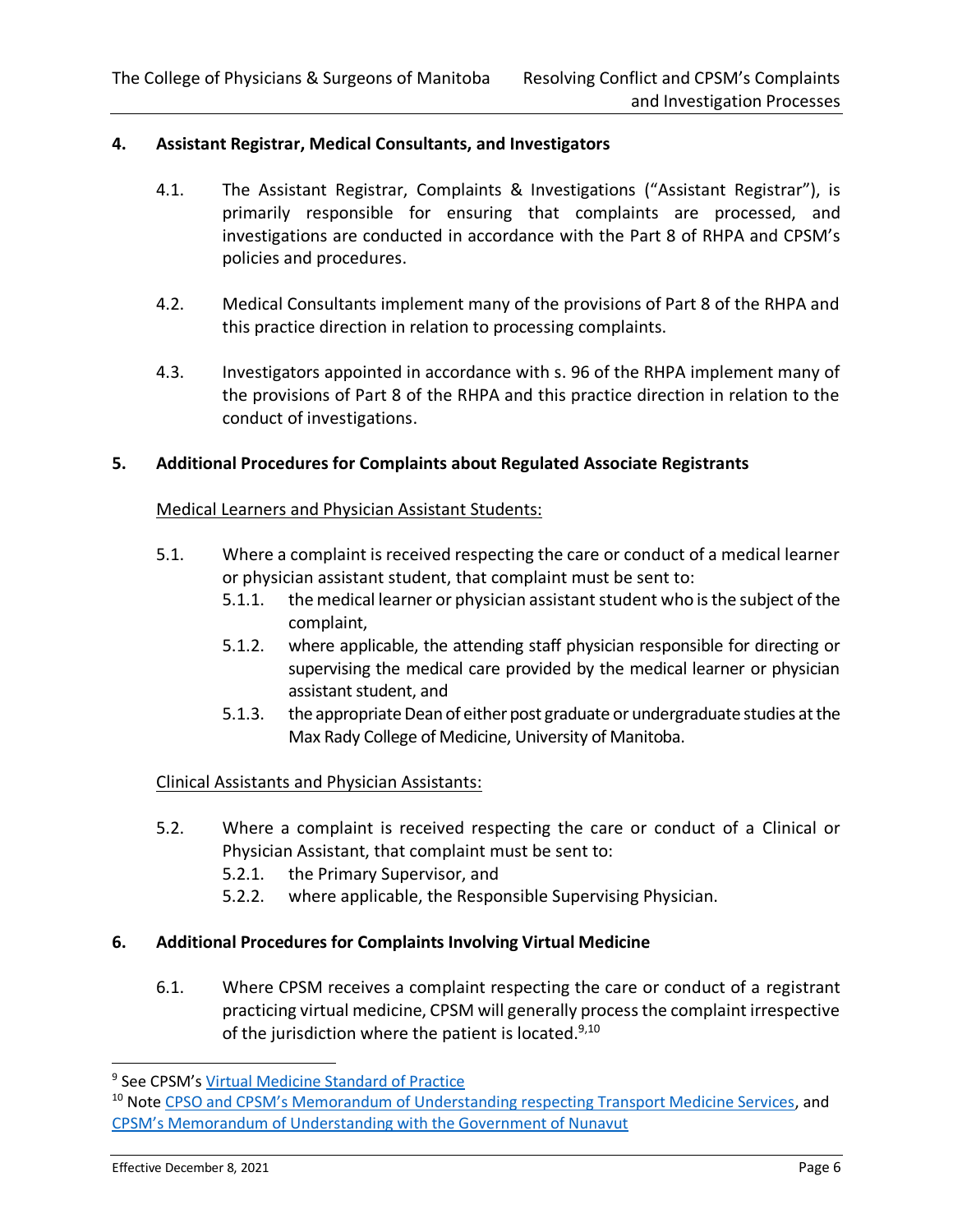## 4. Assistant Registrar, Medical Consultants, and Investigators

4.1. The Assistant Registrar, Complaints & Investigations ("Assistant Registrar"), is primarily responsible for ensuring that complaints are processed, and investigations are conducted in accordance with the Part 8 of RHPA and CPSM's policies and procedures.

4.2. Medical Consultants implement many of the provisions of Part 8 of the RHPA and this practice direction in relation to processing complaints.

4.3. Investigators appointed in accordance with s. 96 of the RHPA implement many of the provisions of Part 8 of the RHPA and this practice direction in relation to the conduct of investigations.

## 5. Additional Procedures for Complaints about Regulated Associate Registrants

Medical Learners and Physician Assistant Students:

5.1. Where a complaint is received respecting the care or conduct of a medical learner or physician assistant student, that complaint must be sent to:

- 5.1.1. the medical learner or physician assistant student who is the subject of the complaint,
- 5.1.2. where applicable, the attending staff physician responsible for directing or supervising the medical care provided by the medical learner or physician assistant student, and
- 5.1.3. the appropriate Dean of either post graduate or undergraduate studies at the Max Rady College of Medicine, University of Manitoba.

Clinical Assistants and Physician Assistants:

5.2. Where a complaint is received respecting the care or conduct of a Clinical or Physician Assistant, that complaint must be sent to:

- 5.2.1. the Primary Supervisor, and
- 5.2.2. where applicable, the Responsible Supervising Physician.

## 6. Additional Procedures for Complaints Involving Virtual Medicine

6.1. Where CPSM receives a complaint respecting the care or conduct of a registrant practicing virtual medicine, CPSM will generally process the complaint irrespective of the jurisdiction where the patient is located.[9,10]

---

[9] See CPSM's Virtual Medicine Standard of Practice

[10] Note CPSO and CPSM's Memorandum of Understanding respecting Transport Medicine Services, and CPSM's Memorandum of Understanding with the Government of Nunavut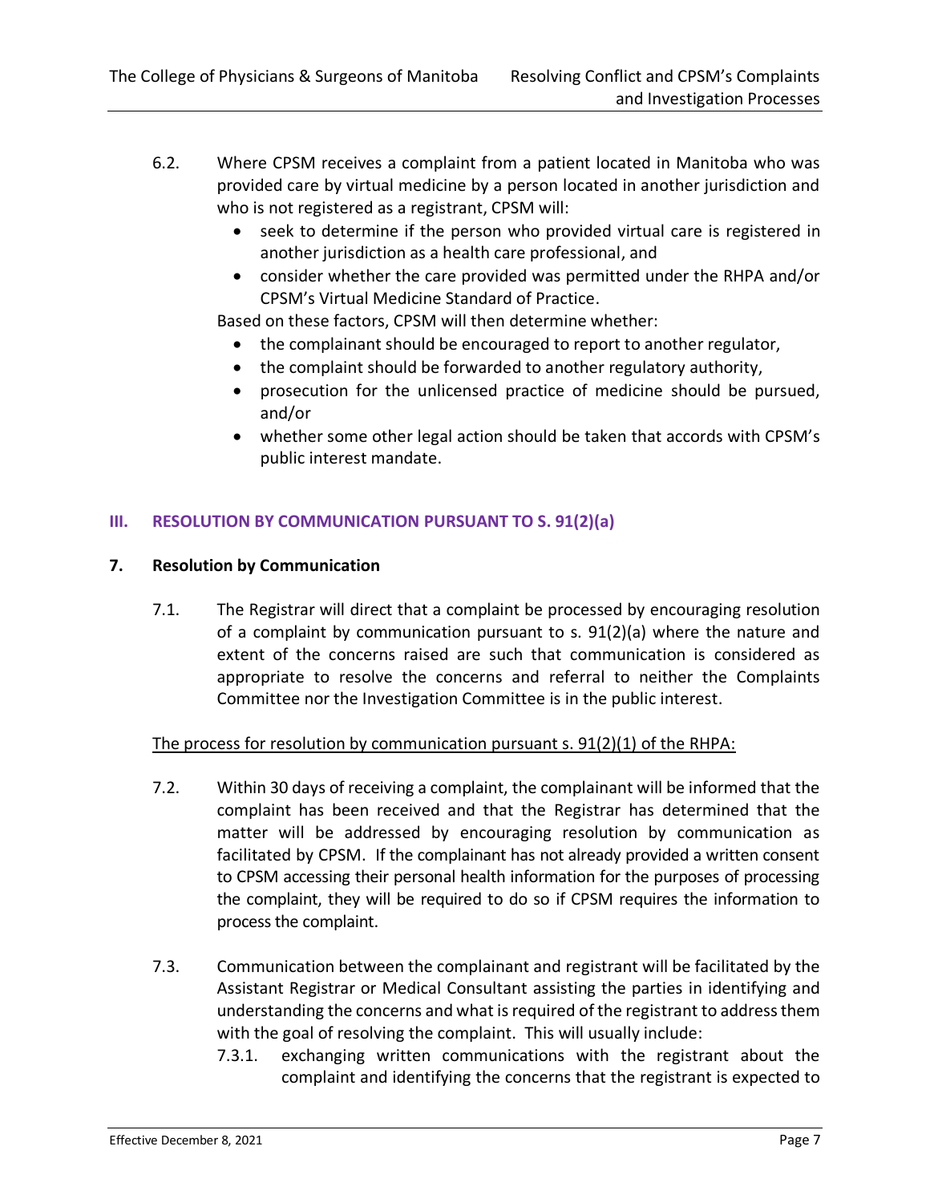6.2. Where CPSM receives a complaint from a patient located in Manitoba who was provided care by virtual medicine by a person located in another jurisdiction and who is not registered as a registrant, CPSM will:

- seek to determine if the person who provided virtual care is registered in another jurisdiction as a health care professional, and
- consider whether the care provided was permitted under the RHPA and/or CPSM's Virtual Medicine Standard of Practice.

Based on these factors, CPSM will then determine whether:

- the complainant should be encouraged to report to another regulator,
- the complaint should be forwarded to another regulatory authority,
- prosecution for the unlicensed practice of medicine should be pursued, and/or
- whether some other legal action should be taken that accords with CPSM's public interest mandate.

## III. RESOLUTION BY COMMUNICATION PURSUANT TO S. 91(2)(a)

### 7. Resolution by Communication

7.1. The Registrar will direct that a complaint be processed by encouraging resolution of a complaint by communication pursuant to s. 91(2)(a) where the nature and extent of the concerns raised are such that communication is considered as appropriate to resolve the concerns and referral to neither the Complaints Committee nor the Investigation Committee is in the public interest.

<u>The process for resolution by communication pursuant s. 91(2)(1) of the RHPA:</u>

7.2. Within 30 days of receiving a complaint, the complainant will be informed that the complaint has been received and that the Registrar has determined that the matter will be addressed by encouraging resolution by communication as facilitated by CPSM. If the complainant has not already provided a written consent to CPSM accessing their personal health information for the purposes of processing the complaint, they will be required to do so if CPSM requires the information to process the complaint.

7.3. Communication between the complainant and registrant will be facilitated by the Assistant Registrar or Medical Consultant assisting the parties in identifying and understanding the concerns and what is required of the registrant to address them with the goal of resolving the complaint. This will usually include:

7.3.1. exchanging written communications with the registrant about the complaint and identifying the concerns that the registrant is expected to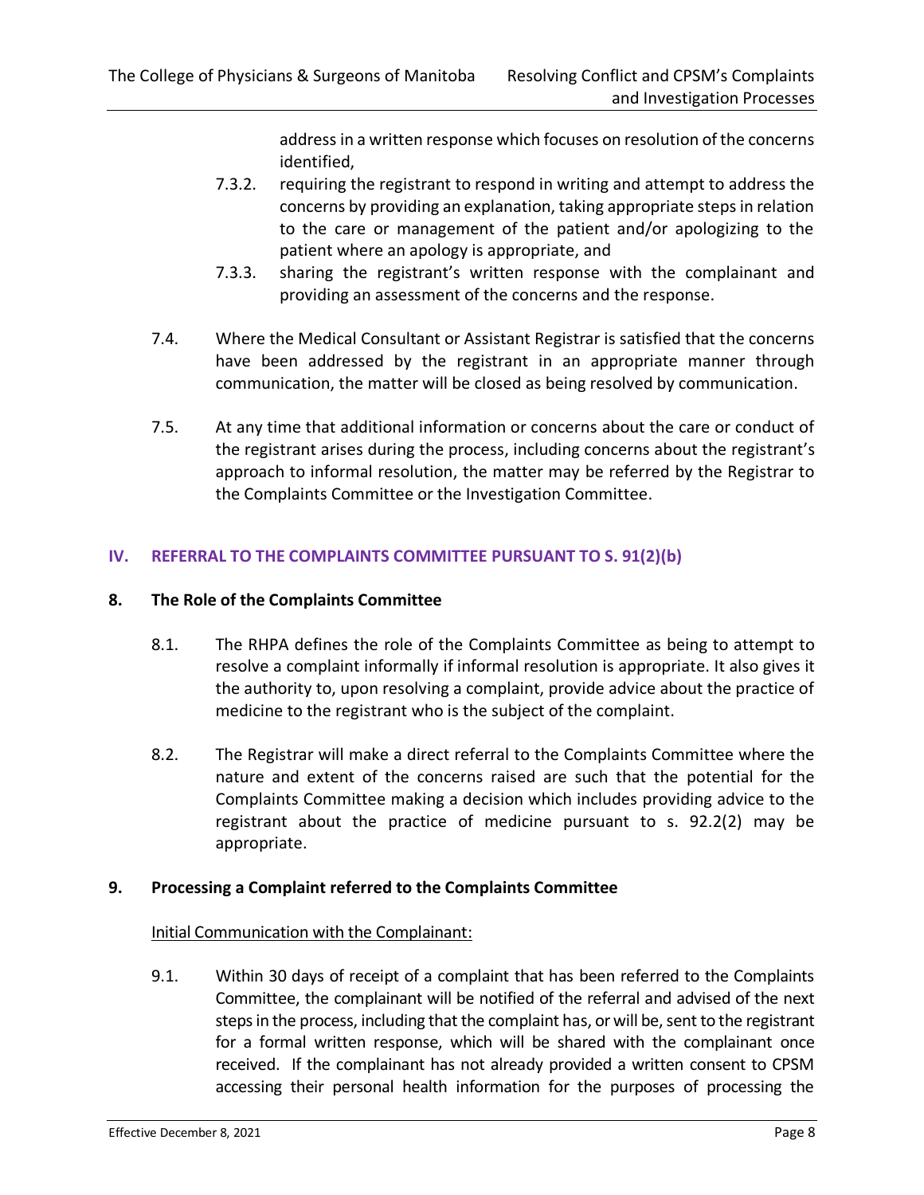address in a written response which focuses on resolution of the concerns identified,

7.3.2. requiring the registrant to respond in writing and attempt to address the concerns by providing an explanation, taking appropriate steps in relation to the care or management of the patient and/or apologizing to the patient where an apology is appropriate, and

7.3.3. sharing the registrant's written response with the complainant and providing an assessment of the concerns and the response.

7.4. Where the Medical Consultant or Assistant Registrar is satisfied that the concerns have been addressed by the registrant in an appropriate manner through communication, the matter will be closed as being resolved by communication.

7.5. At any time that additional information or concerns about the care or conduct of the registrant arises during the process, including concerns about the registrant's approach to informal resolution, the matter may be referred by the Registrar to the Complaints Committee or the Investigation Committee.

## IV. REFERRAL TO THE COMPLAINTS COMMITTEE PURSUANT TO S. 91(2)(b)

### 8. The Role of the Complaints Committee

8.1. The RHPA defines the role of the Complaints Committee as being to attempt to resolve a complaint informally if informal resolution is appropriate. It also gives it the authority to, upon resolving a complaint, provide advice about the practice of medicine to the registrant who is the subject of the complaint.

8.2. The Registrar will make a direct referral to the Complaints Committee where the nature and extent of the concerns raised are such that the potential for the Complaints Committee making a decision which includes providing advice to the registrant about the practice of medicine pursuant to s. 92.2(2) may be appropriate.

### 9. Processing a Complaint referred to the Complaints Committee

Initial Communication with the Complainant:

9.1. Within 30 days of receipt of a complaint that has been referred to the Complaints Committee, the complainant will be notified of the referral and advised of the next steps in the process, including that the complaint has, or will be, sent to the registrant for a formal written response, which will be shared with the complainant once received. If the complainant has not already provided a written consent to CPSM accessing their personal health information for the purposes of processing the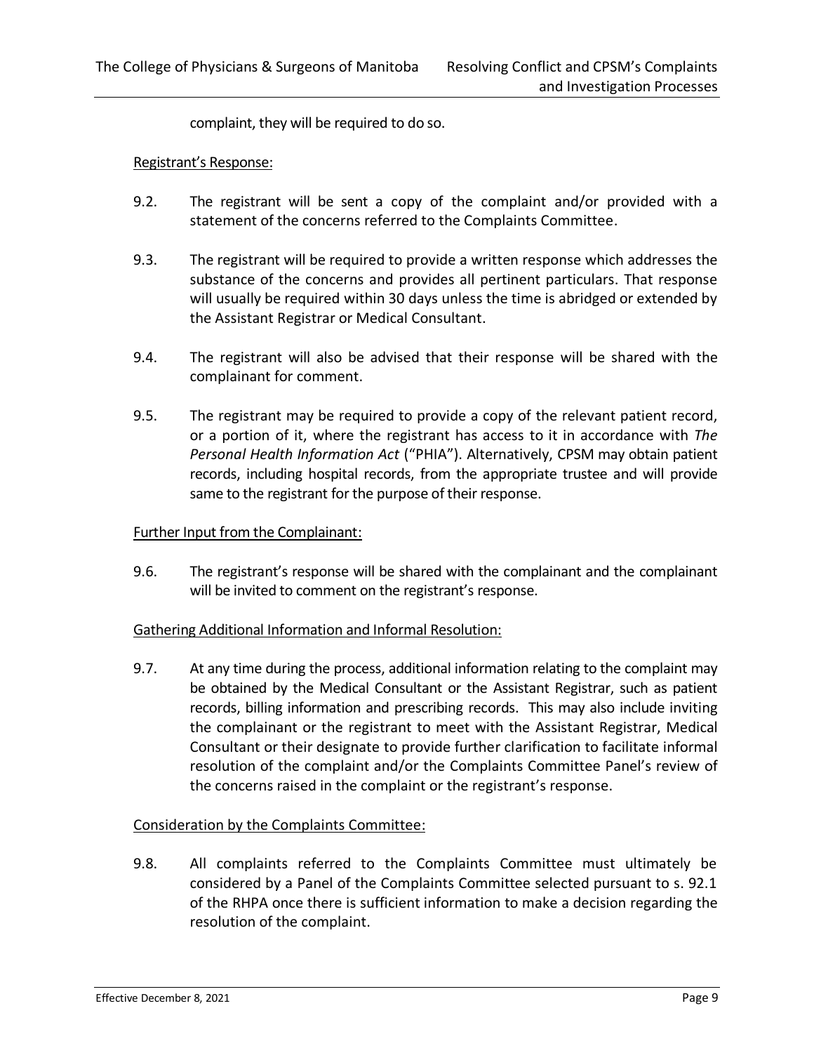complaint, they will be required to do so.

Registrant's Response:

9.2. The registrant will be sent a copy of the complaint and/or provided with a statement of the concerns referred to the Complaints Committee.

9.3. The registrant will be required to provide a written response which addresses the substance of the concerns and provides all pertinent particulars. That response will usually be required within 30 days unless the time is abridged or extended by the Assistant Registrar or Medical Consultant.

9.4. The registrant will also be advised that their response will be shared with the complainant for comment.

9.5. The registrant may be required to provide a copy of the relevant patient record, or a portion of it, where the registrant has access to it in accordance with *The Personal Health Information Act* ("PHIA"). Alternatively, CPSM may obtain patient records, including hospital records, from the appropriate trustee and will provide same to the registrant for the purpose of their response.

Further Input from the Complainant:

9.6. The registrant's response will be shared with the complainant and the complainant will be invited to comment on the registrant's response.

Gathering Additional Information and Informal Resolution:

9.7. At any time during the process, additional information relating to the complaint may be obtained by the Medical Consultant or the Assistant Registrar, such as patient records, billing information and prescribing records. This may also include inviting the complainant or the registrant to meet with the Assistant Registrar, Medical Consultant or their designate to provide further clarification to facilitate informal resolution of the complaint and/or the Complaints Committee Panel's review of the concerns raised in the complaint or the registrant's response.

Consideration by the Complaints Committee:

9.8. All complaints referred to the Complaints Committee must ultimately be considered by a Panel of the Complaints Committee selected pursuant to s. 92.1 of the RHPA once there is sufficient information to make a decision regarding the resolution of the complaint.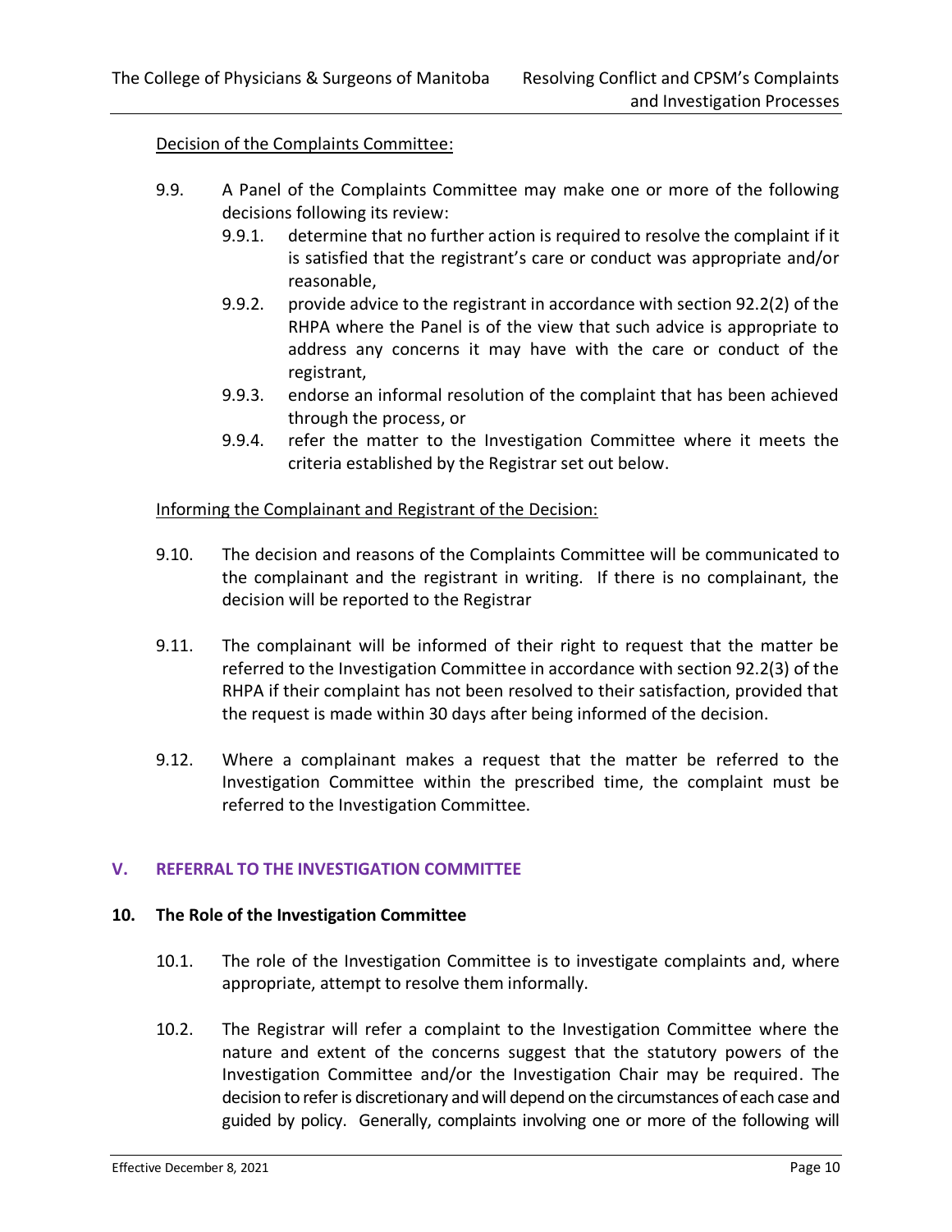Decision of the Complaints Committee:

9.9. A Panel of the Complaints Committee may make one or more of the following decisions following its review:

   9.9.1. determine that no further action is required to resolve the complaint if it is satisfied that the registrant's care or conduct was appropriate and/or reasonable,

   9.9.2. provide advice to the registrant in accordance with section 92.2(2) of the RHPA where the Panel is of the view that such advice is appropriate to address any concerns it may have with the care or conduct of the registrant,

   9.9.3. endorse an informal resolution of the complaint that has been achieved through the process, or

   9.9.4. refer the matter to the Investigation Committee where it meets the criteria established by the Registrar set out below.

Informing the Complainant and Registrant of the Decision:

9.10. The decision and reasons of the Complaints Committee will be communicated to the complainant and the registrant in writing. If there is no complainant, the decision will be reported to the Registrar

9.11. The complainant will be informed of their right to request that the matter be referred to the Investigation Committee in accordance with section 92.2(3) of the RHPA if their complaint has not been resolved to their satisfaction, provided that the request is made within 30 days after being informed of the decision.

9.12. Where a complainant makes a request that the matter be referred to the Investigation Committee within the prescribed time, the complaint must be referred to the Investigation Committee.

## V. REFERRAL TO THE INVESTIGATION COMMITTEE

### 10. The Role of the Investigation Committee

10.1. The role of the Investigation Committee is to investigate complaints and, where appropriate, attempt to resolve them informally.

10.2. The Registrar will refer a complaint to the Investigation Committee where the nature and extent of the concerns suggest that the statutory powers of the Investigation Committee and/or the Investigation Chair may be required. The decision to refer is discretionary and will depend on the circumstances of each case and guided by policy. Generally, complaints involving one or more of the following will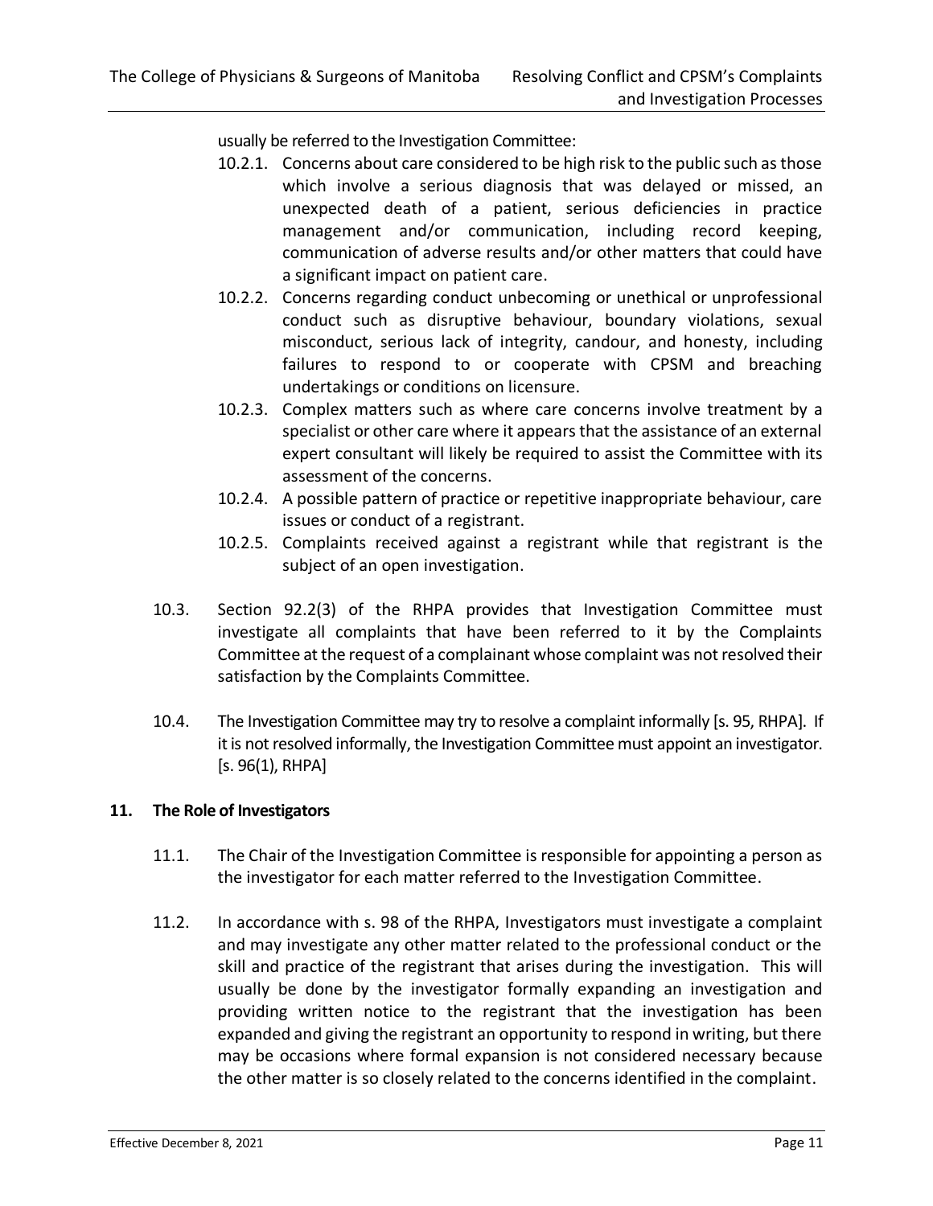usually be referred to the Investigation Committee:

- 10.2.1. Concerns about care considered to be high risk to the public such as those which involve a serious diagnosis that was delayed or missed, an unexpected death of a patient, serious deficiencies in practice management and/or communication, including record keeping, communication of adverse results and/or other matters that could have a significant impact on patient care.
- 10.2.2. Concerns regarding conduct unbecoming or unethical or unprofessional conduct such as disruptive behaviour, boundary violations, sexual misconduct, serious lack of integrity, candour, and honesty, including failures to respond to or cooperate with CPSM and breaching undertakings or conditions on licensure.
- 10.2.3. Complex matters such as where care concerns involve treatment by a specialist or other care where it appears that the assistance of an external expert consultant will likely be required to assist the Committee with its assessment of the concerns.
- 10.2.4. A possible pattern of practice or repetitive inappropriate behaviour, care issues or conduct of a registrant.
- 10.2.5. Complaints received against a registrant while that registrant is the subject of an open investigation.

10.3. Section 92.2(3) of the RHPA provides that Investigation Committee must investigate all complaints that have been referred to it by the Complaints Committee at the request of a complainant whose complaint was not resolved their satisfaction by the Complaints Committee.

10.4. The Investigation Committee may try to resolve a complaint informally [s. 95, RHPA]. If it is not resolved informally, the Investigation Committee must appoint an investigator. [s. 96(1), RHPA]

## 11. The Role of Investigators

11.1. The Chair of the Investigation Committee is responsible for appointing a person as the investigator for each matter referred to the Investigation Committee.

11.2. In accordance with s. 98 of the RHPA, Investigators must investigate a complaint and may investigate any other matter related to the professional conduct or the skill and practice of the registrant that arises during the investigation. This will usually be done by the investigator formally expanding an investigation and providing written notice to the registrant that the investigation has been expanded and giving the registrant an opportunity to respond in writing, but there may be occasions where formal expansion is not considered necessary because the other matter is so closely related to the concerns identified in the complaint.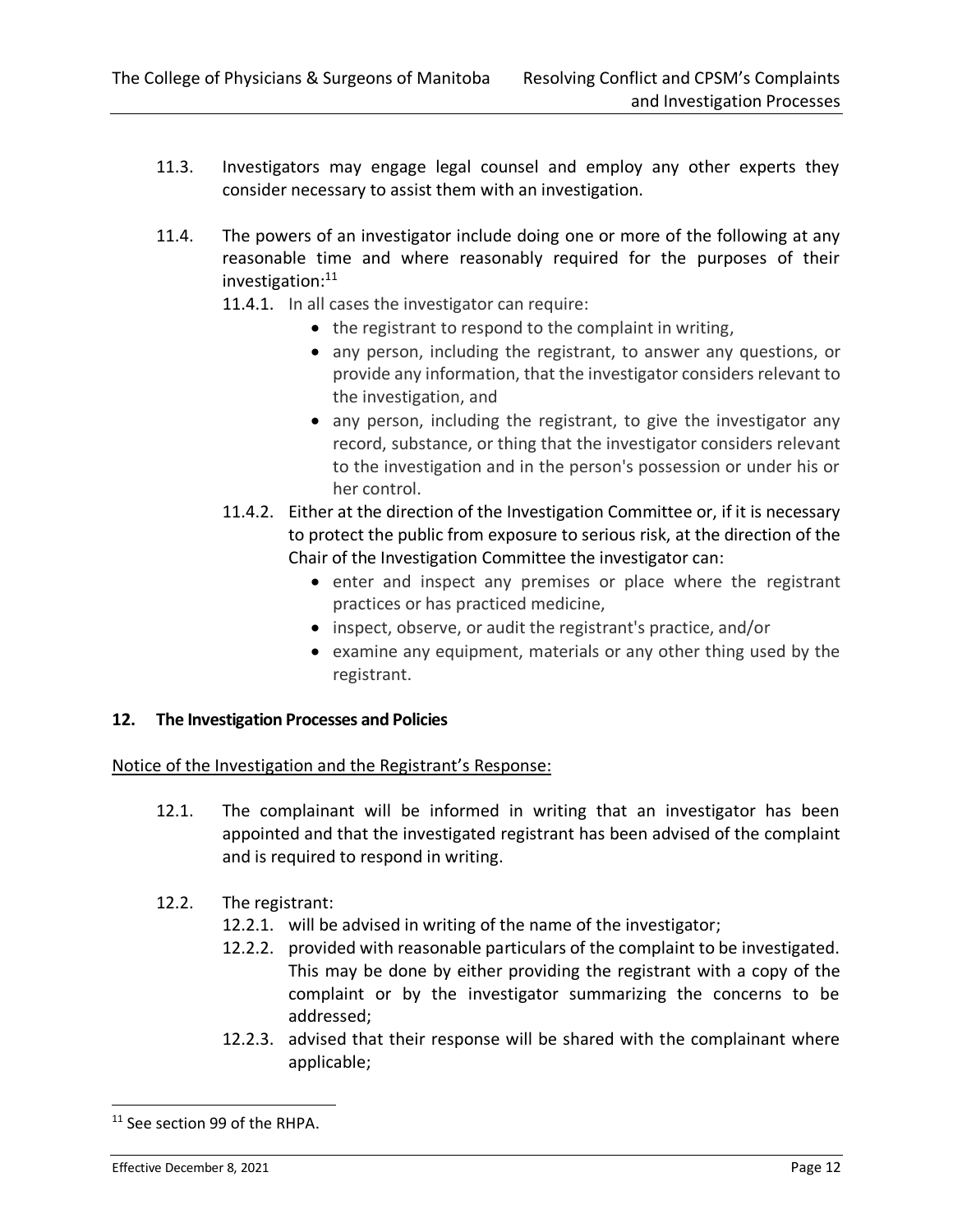11.3. Investigators may engage legal counsel and employ any other experts they consider necessary to assist them with an investigation.

11.4. The powers of an investigator include doing one or more of the following at any reasonable time and where reasonably required for the purposes of their investigation:[11]

11.4.1. In all cases the investigator can require:

- the registrant to respond to the complaint in writing,
- any person, including the registrant, to answer any questions, or provide any information, that the investigator considers relevant to the investigation, and
- any person, including the registrant, to give the investigator any record, substance, or thing that the investigator considers relevant to the investigation and in the person's possession or under his or her control.

11.4.2. Either at the direction of the Investigation Committee or, if it is necessary to protect the public from exposure to serious risk, at the direction of the Chair of the Investigation Committee the investigator can:

- enter and inspect any premises or place where the registrant practices or has practiced medicine,
- inspect, observe, or audit the registrant's practice, and/or
- examine any equipment, materials or any other thing used by the registrant.

## 12. The Investigation Processes and Policies

Notice of the Investigation and the Registrant's Response:

12.1. The complainant will be informed in writing that an investigator has been appointed and that the investigated registrant has been advised of the complaint and is required to respond in writing.

12.2. The registrant:

12.2.1. will be advised in writing of the name of the investigator;

12.2.2. provided with reasonable particulars of the complaint to be investigated. This may be done by either providing the registrant with a copy of the complaint or by the investigator summarizing the concerns to be addressed;

12.2.3. advised that their response will be shared with the complainant where applicable;

[11] See section 99 of the RHPA.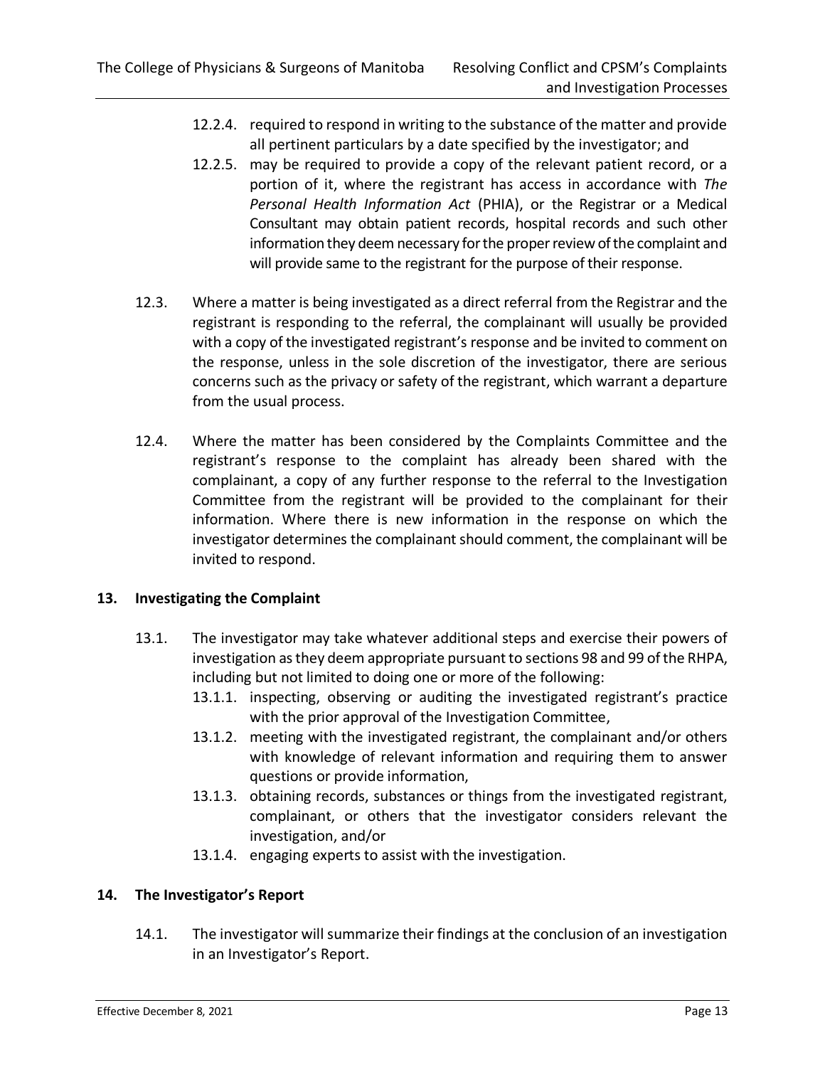12.2.4. required to respond in writing to the substance of the matter and provide all pertinent particulars by a date specified by the investigator; and

12.2.5. may be required to provide a copy of the relevant patient record, or a portion of it, where the registrant has access in accordance with *The Personal Health Information Act* (PHIA), or the Registrar or a Medical Consultant may obtain patient records, hospital records and such other information they deem necessary for the proper review of the complaint and will provide same to the registrant for the purpose of their response.

12.3. Where a matter is being investigated as a direct referral from the Registrar and the registrant is responding to the referral, the complainant will usually be provided with a copy of the investigated registrant's response and be invited to comment on the response, unless in the sole discretion of the investigator, there are serious concerns such as the privacy or safety of the registrant, which warrant a departure from the usual process.

12.4. Where the matter has been considered by the Complaints Committee and the registrant's response to the complaint has already been shared with the complainant, a copy of any further response to the referral to the Investigation Committee from the registrant will be provided to the complainant for their information. Where there is new information in the response on which the investigator determines the complainant should comment, the complainant will be invited to respond.

## 13. Investigating the Complaint

13.1. The investigator may take whatever additional steps and exercise their powers of investigation as they deem appropriate pursuant to sections 98 and 99 of the RHPA, including but not limited to doing one or more of the following:

13.1.1. inspecting, observing or auditing the investigated registrant's practice with the prior approval of the Investigation Committee,

13.1.2. meeting with the investigated registrant, the complainant and/or others with knowledge of relevant information and requiring them to answer questions or provide information,

13.1.3. obtaining records, substances or things from the investigated registrant, complainant, or others that the investigator considers relevant the investigation, and/or

13.1.4. engaging experts to assist with the investigation.

## 14. The Investigator's Report

14.1. The investigator will summarize their findings at the conclusion of an investigation in an Investigator's Report.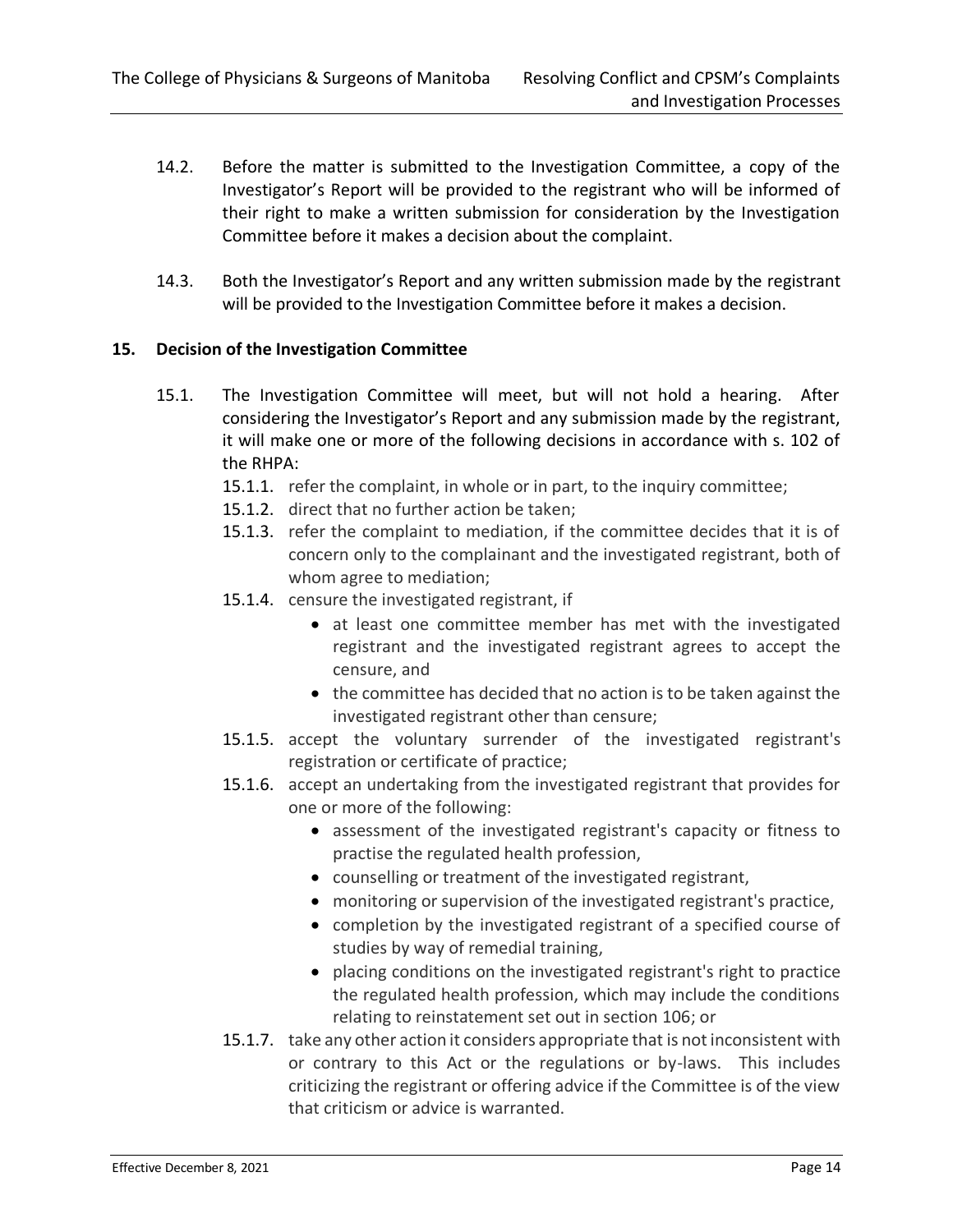14.2. Before the matter is submitted to the Investigation Committee, a copy of the Investigator's Report will be provided to the registrant who will be informed of their right to make a written submission for consideration by the Investigation Committee before it makes a decision about the complaint.

14.3. Both the Investigator's Report and any written submission made by the registrant will be provided to the Investigation Committee before it makes a decision.

## 15. Decision of the Investigation Committee

15.1. The Investigation Committee will meet, but will not hold a hearing. After considering the Investigator's Report and any submission made by the registrant, it will make one or more of the following decisions in accordance with s. 102 of the RHPA:

- 15.1.1. refer the complaint, in whole or in part, to the inquiry committee;
- 15.1.2. direct that no further action be taken;
- 15.1.3. refer the complaint to mediation, if the committee decides that it is of concern only to the complainant and the investigated registrant, both of whom agree to mediation;
- 15.1.4. censure the investigated registrant, if
  - at least one committee member has met with the investigated registrant and the investigated registrant agrees to accept the censure, and
  - the committee has decided that no action is to be taken against the investigated registrant other than censure;
- 15.1.5. accept the voluntary surrender of the investigated registrant's registration or certificate of practice;
- 15.1.6. accept an undertaking from the investigated registrant that provides for one or more of the following:
  - assessment of the investigated registrant's capacity or fitness to practise the regulated health profession,
  - counselling or treatment of the investigated registrant,
  - monitoring or supervision of the investigated registrant's practice,
  - completion by the investigated registrant of a specified course of studies by way of remedial training,
  - placing conditions on the investigated registrant's right to practice the regulated health profession, which may include the conditions relating to reinstatement set out in section 106; or
- 15.1.7. take any other action it considers appropriate that is not inconsistent with or contrary to this Act or the regulations or by-laws. This includes criticizing the registrant or offering advice if the Committee is of the view that criticism or advice is warranted.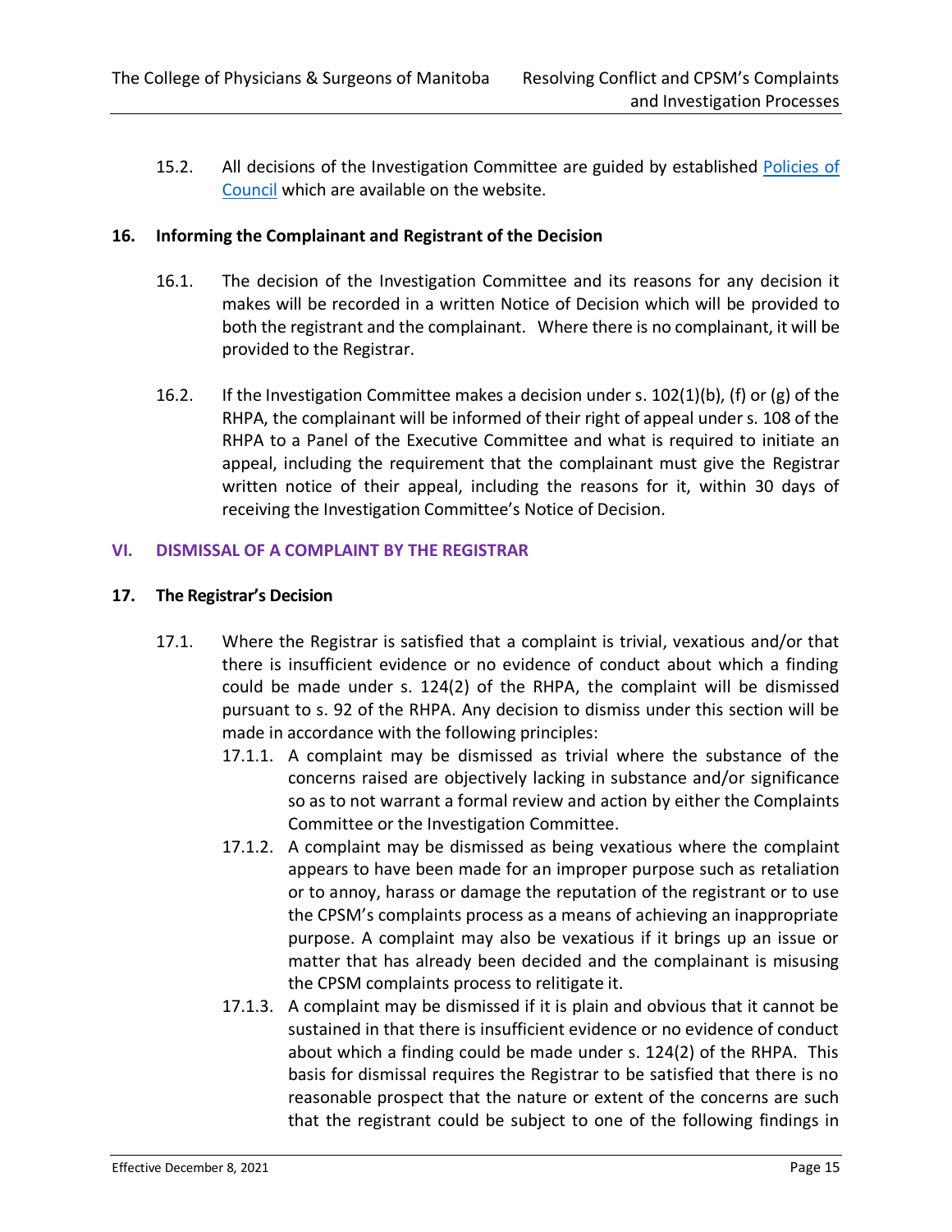15.2. All decisions of the Investigation Committee are guided by established [Policies of Council](#) which are available on the website.

### 16. Informing the Complainant and Registrant of the Decision

16.1. The decision of the Investigation Committee and its reasons for any decision it makes will be recorded in a written Notice of Decision which will be provided to both the registrant and the complainant. Where there is no complainant, it will be provided to the Registrar.

16.2. If the Investigation Committee makes a decision under s. 102(1)(b), (f) or (g) of the RHPA, the complainant will be informed of their right of appeal under s. 108 of the RHPA to a Panel of the Executive Committee and what is required to initiate an appeal, including the requirement that the complainant must give the Registrar written notice of their appeal, including the reasons for it, within 30 days of receiving the Investigation Committee's Notice of Decision.

## VI. DISMISSAL OF A COMPLAINT BY THE REGISTRAR

### 17. The Registrar's Decision

17.1. Where the Registrar is satisfied that a complaint is trivial, vexatious and/or that there is insufficient evidence or no evidence of conduct about which a finding could be made under s. 124(2) of the RHPA, the complaint will be dismissed pursuant to s. 92 of the RHPA. Any decision to dismiss under this section will be made in accordance with the following principles:

17.1.1. A complaint may be dismissed as trivial where the substance of the concerns raised are objectively lacking in substance and/or significance so as to not warrant a formal review and action by either the Complaints Committee or the Investigation Committee.

17.1.2. A complaint may be dismissed as being vexatious where the complaint appears to have been made for an improper purpose such as retaliation or to annoy, harass or damage the reputation of the registrant or to use the CPSM's complaints process as a means of achieving an inappropriate purpose. A complaint may also be vexatious if it brings up an issue or matter that has already been decided and the complainant is misusing the CPSM complaints process to relitigate it.

17.1.3. A complaint may be dismissed if it is plain and obvious that it cannot be sustained in that there is insufficient evidence or no evidence of conduct about which a finding could be made under s. 124(2) of the RHPA. This basis for dismissal requires the Registrar to be satisfied that there is no reasonable prospect that the nature or extent of the concerns are such that the registrant could be subject to one of the following findings in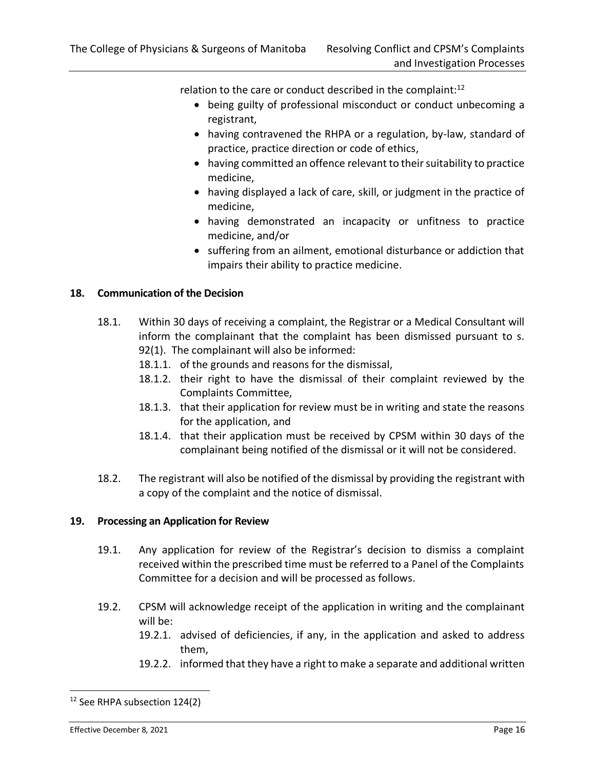relation to the care or conduct described in the complaint:[12]

- being guilty of professional misconduct or conduct unbecoming a registrant,
- having contravened the RHPA or a regulation, by-law, standard of practice, practice direction or code of ethics,
- having committed an offence relevant to their suitability to practice medicine,
- having displayed a lack of care, skill, or judgment in the practice of medicine,
- having demonstrated an incapacity or unfitness to practice medicine, and/or
- suffering from an ailment, emotional disturbance or addiction that impairs their ability to practice medicine.

**18. Communication of the Decision**

18.1. Within 30 days of receiving a complaint, the Registrar or a Medical Consultant will inform the complainant that the complaint has been dismissed pursuant to s. 92(1). The complainant will also be informed:

18.1.1. of the grounds and reasons for the dismissal,

18.1.2. their right to have the dismissal of their complaint reviewed by the Complaints Committee,

18.1.3. that their application for review must be in writing and state the reasons for the application, and

18.1.4. that their application must be received by CPSM within 30 days of the complainant being notified of the dismissal or it will not be considered.

18.2. The registrant will also be notified of the dismissal by providing the registrant with a copy of the complaint and the notice of dismissal.

**19. Processing an Application for Review**

19.1. Any application for review of the Registrar's decision to dismiss a complaint received within the prescribed time must be referred to a Panel of the Complaints Committee for a decision and will be processed as follows.

19.2. CPSM will acknowledge receipt of the application in writing and the complainant will be:

19.2.1. advised of deficiencies, if any, in the application and asked to address them,

19.2.2. informed that they have a right to make a separate and additional written

[12] See RHPA subsection 124(2)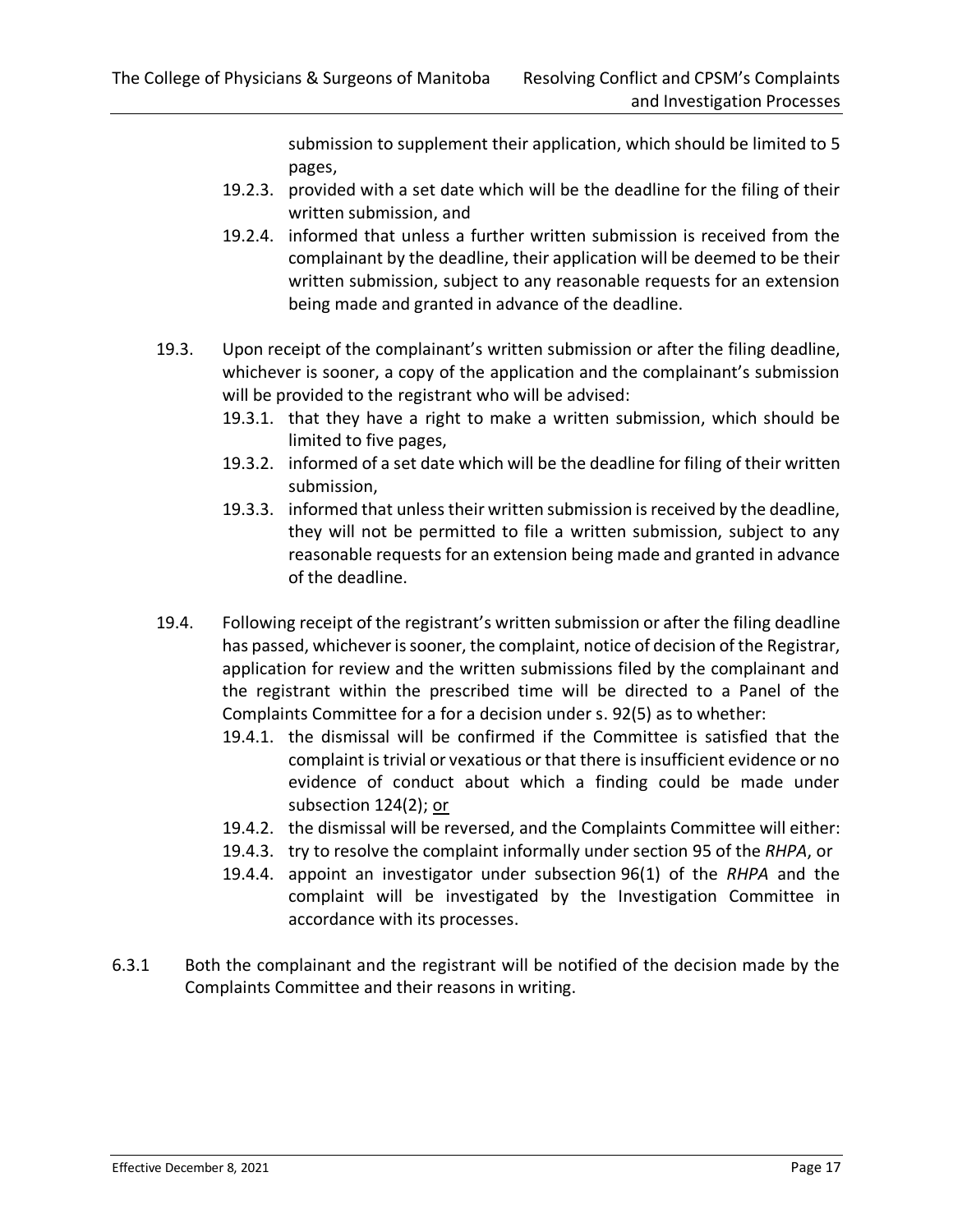submission to supplement their application, which should be limited to 5 pages,

- 19.2.3. provided with a set date which will be the deadline for the filing of their written submission, and
- 19.2.4. informed that unless a further written submission is received from the complainant by the deadline, their application will be deemed to be their written submission, subject to any reasonable requests for an extension being made and granted in advance of the deadline.

19.3. Upon receipt of the complainant's written submission or after the filing deadline, whichever is sooner, a copy of the application and the complainant's submission will be provided to the registrant who will be advised:

- 19.3.1. that they have a right to make a written submission, which should be limited to five pages,
- 19.3.2. informed of a set date which will be the deadline for filing of their written submission,
- 19.3.3. informed that unless their written submission is received by the deadline, they will not be permitted to file a written submission, subject to any reasonable requests for an extension being made and granted in advance of the deadline.

19.4. Following receipt of the registrant's written submission or after the filing deadline has passed, whichever is sooner, the complaint, notice of decision of the Registrar, application for review and the written submissions filed by the complainant and the registrant within the prescribed time will be directed to a Panel of the Complaints Committee for a for a decision under s. 92(5) as to whether:

- 19.4.1. the dismissal will be confirmed if the Committee is satisfied that the complaint is trivial or vexatious or that there is insufficient evidence or no evidence of conduct about which a finding could be made under subsection 124(2); <u>or</u>
- 19.4.2. the dismissal will be reversed, and the Complaints Committee will either:
- 19.4.3. try to resolve the complaint informally under section 95 of the *RHPA*, or
- 19.4.4. appoint an investigator under subsection 96(1) of the *RHPA* and the complaint will be investigated by the Investigation Committee in accordance with its processes.

6.3.1 Both the complainant and the registrant will be notified of the decision made by the Complaints Committee and their reasons in writing.